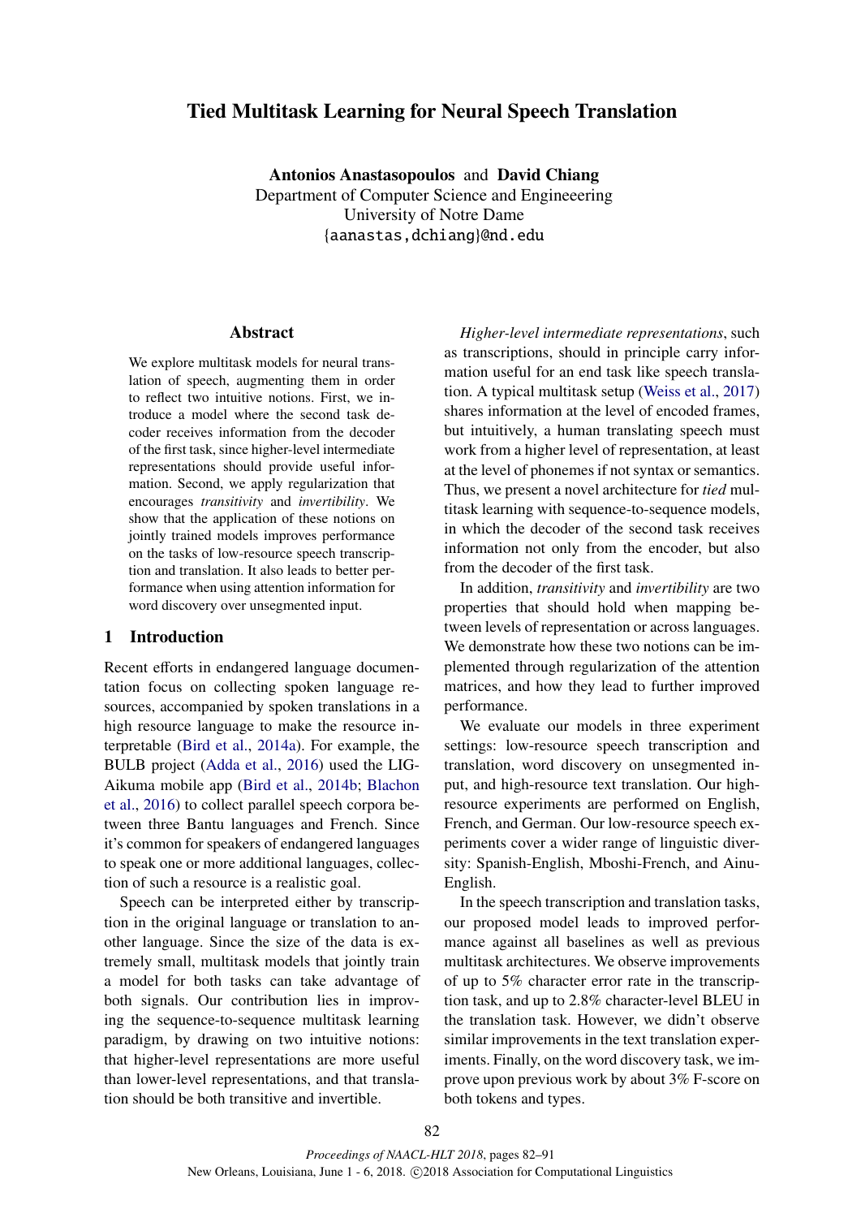# Tied Multitask Learning for Neural Speech Translation

**Antonios Anastasopoulos** and **David Chiang**
Department of Computer Science and Engineeering
University of Notre Dame
{aanastas,dchiang}@nd.edu

## Abstract

We explore multitask models for neural translation of speech, augmenting them in order to reflect two intuitive notions. First, we introduce a model where the second task decoder receives information from the decoder of the first task, since higher-level intermediate representations should provide useful information. Second, we apply regularization that encourages *transitivity* and *invertibility*. We show that the application of these notions on jointly trained models improves performance on the tasks of low-resource speech transcription and translation. It also leads to better performance when using attention information for word discovery over unsegmented input.

## 1 Introduction

Recent efforts in endangered language documentation focus on collecting spoken language resources, accompanied by spoken translations in a high resource language to make the resource interpretable (Bird et al., 2014a). For example, the BULB project (Adda et al., 2016) used the LIG-Aikuma mobile app (Bird et al., 2014b; Blachon et al., 2016) to collect parallel speech corpora between three Bantu languages and French. Since it's common for speakers of endangered languages to speak one or more additional languages, collection of such a resource is a realistic goal.

Speech can be interpreted either by transcription in the original language or translation to another language. Since the size of the data is extremely small, multitask models that jointly train a model for both tasks can take advantage of both signals. Our contribution lies in improving the sequence-to-sequence multitask learning paradigm, by drawing on two intuitive notions: that higher-level representations are more useful than lower-level representations, and that translation should be both transitive and invertible.

*Higher-level intermediate representations*, such as transcriptions, should in principle carry information useful for an end task like speech translation. A typical multitask setup (Weiss et al., 2017) shares information at the level of encoded frames, but intuitively, a human translating speech must work from a higher level of representation, at least at the level of phonemes if not syntax or semantics. Thus, we present a novel architecture for *tied* multitask learning with sequence-to-sequence models, in which the decoder of the second task receives information not only from the encoder, but also from the decoder of the first task.

In addition, *transitivity* and *invertibility* are two properties that should hold when mapping between levels of representation or across languages. We demonstrate how these two notions can be implemented through regularization of the attention matrices, and how they lead to further improved performance.

We evaluate our models in three experiment settings: low-resource speech transcription and translation, word discovery on unsegmented input, and high-resource text translation. Our high-resource experiments are performed on English, French, and German. Our low-resource speech experiments cover a wider range of linguistic diversity: Spanish-English, Mboshi-French, and Ainu-English.

In the speech transcription and translation tasks, our proposed model leads to improved performance against all baselines as well as previous multitask architectures. We observe improvements of up to 5% character error rate in the transcription task, and up to 2.8% character-level BLEU in the translation task. However, we didn't observe similar improvements in the text translation experiments. Finally, on the word discovery task, we improve upon previous work by about 3% F-score on both tokens and types.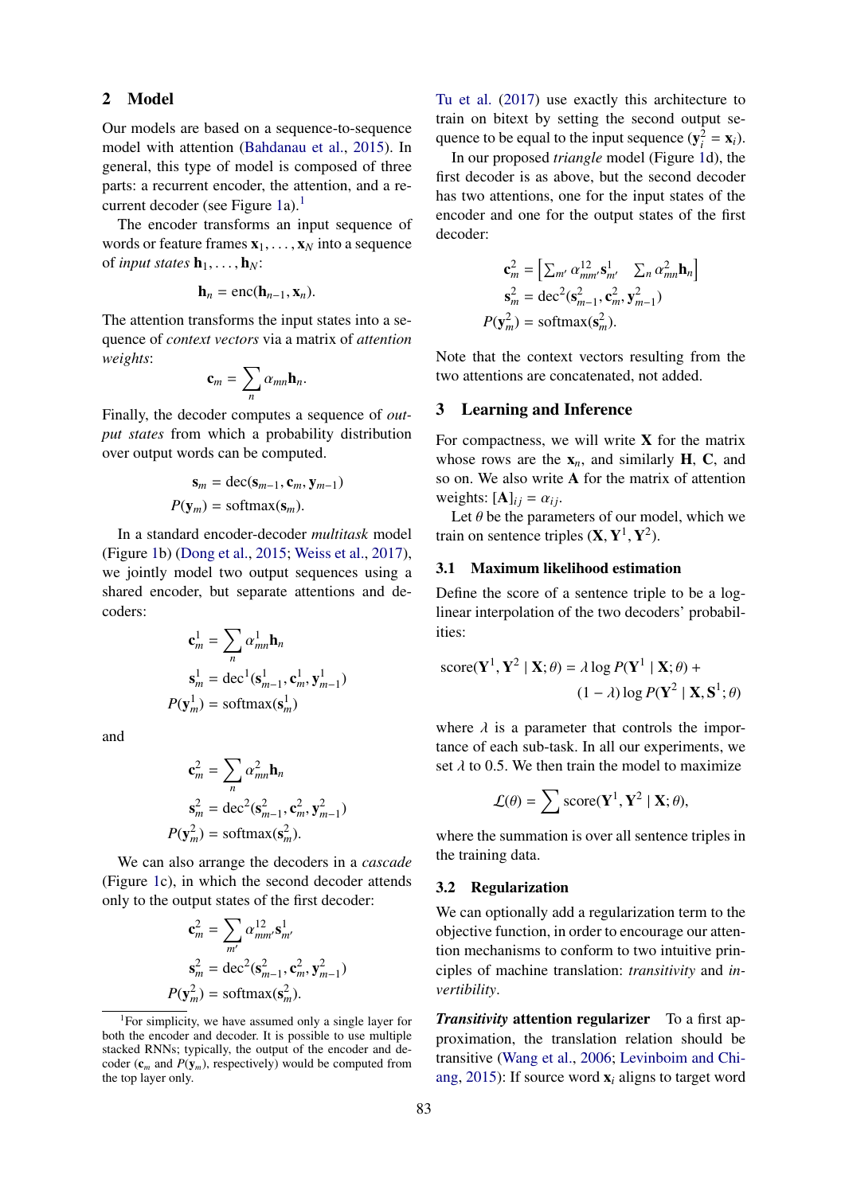## 2 Model

Our models are based on a sequence-to-sequence model with attention (Bahdanau et al., 2015). In general, this type of model is composed of three parts: a recurrent encoder, the attention, and a recurrent decoder (see Figure 1a).[1]

The encoder transforms an input sequence of words or feature frames $\mathbf{x}_1, \ldots, \mathbf{x}_N$ into a sequence of *input states* $\mathbf{h}_1, \ldots, \mathbf{h}_N$:

$$\mathbf{h}_n = \text{enc}(\mathbf{h}_{n-1}, \mathbf{x}_n).$$

The attention transforms the input states into a sequence of *context vectors* via a matrix of *attention weights*:

$$\mathbf{c}_m = \sum_n \alpha_{mn} \mathbf{h}_n.$$

Finally, the decoder computes a sequence of *output states* from which a probability distribution over output words can be computed.

$$\mathbf{s}_m = \text{dec}(\mathbf{s}_{m-1}, \mathbf{c}_m, \mathbf{y}_{m-1})$$
$$P(\mathbf{y}_m) = \text{softmax}(\mathbf{s}_m).$$

In a standard encoder-decoder *multitask* model (Figure 1b) (Dong et al., 2015; Weiss et al., 2017), we jointly model two output sequences using a shared encoder, but separate attentions and decoders:

$$\mathbf{c}^1_m = \sum_n \alpha^1_{mn} \mathbf{h}_n$$
$$\mathbf{s}^1_m = \text{dec}^1(\mathbf{s}^1_{m-1}, \mathbf{c}^1_m, \mathbf{y}^1_{m-1})$$
$$P(\mathbf{y}^1_m) = \text{softmax}(\mathbf{s}^1_m)$$

and

$$\mathbf{c}^2_m = \sum_n \alpha^2_{mn} \mathbf{h}_n$$
$$\mathbf{s}^2_m = \text{dec}^2(\mathbf{s}^2_{m-1}, \mathbf{c}^2_m, \mathbf{y}^2_{m-1})$$
$$P(\mathbf{y}^2_m) = \text{softmax}(\mathbf{s}^2_m).$$

We can also arrange the decoders in a *cascade* (Figure 1c), in which the second decoder attends only to the output states of the first decoder:

$$\mathbf{c}^2_m = \sum_{m'} \alpha^{12}_{mm'} \mathbf{s}^1_{m'}$$
$$\mathbf{s}^2_m = \text{dec}^2(\mathbf{s}^2_{m-1}, \mathbf{c}^2_m, \mathbf{y}^2_{m-1})$$
$$P(\mathbf{y}^2_m) = \text{softmax}(\mathbf{s}^2_m).$$

Tu et al. (2017) use exactly this architecture to train on bitext by setting the second output sequence to be equal to the input sequence ($\mathbf{y}^2_i = \mathbf{x}_i$).

In our proposed *triangle* model (Figure 1d), the first decoder is as above, but the second decoder has two attentions, one for the input states of the encoder and one for the output states of the first decoder:

$$\mathbf{c}^2_m = \left[ \sum_{m'} \alpha^{12}_{mm'} \mathbf{s}^1_{m'} \quad \sum_n \alpha^2_{mn} \mathbf{h}_n \right]$$
$$\mathbf{s}^2_m = \text{dec}^2(\mathbf{s}^2_{m-1}, \mathbf{c}^2_m, \mathbf{y}^2_{m-1})$$
$$P(\mathbf{y}^2_m) = \text{softmax}(\mathbf{s}^2_m).$$

Note that the context vectors resulting from the two attentions are concatenated, not added.

## 3 Learning and Inference

For compactness, we will write $\mathbf{X}$ for the matrix whose rows are the $\mathbf{x}_n$, and similarly $\mathbf{H}$, $\mathbf{C}$, and so on. We also write $\mathbf{A}$ for the matrix of attention weights: $[\mathbf{A}]_{ij} = \alpha_{ij}$.

Let $\theta$ be the parameters of our model, which we train on sentence triples $(\mathbf{X}, \mathbf{Y}^1, \mathbf{Y}^2)$.

### 3.1 Maximum likelihood estimation

Define the score of a sentence triple to be a log-linear interpolation of the two decoders' probabilities:

$$\text{score}(\mathbf{Y}^1, \mathbf{Y}^2 \mid \mathbf{X}; \theta) = \lambda \log P(\mathbf{Y}^1 \mid \mathbf{X}; \theta) + (1 - \lambda) \log P(\mathbf{Y}^2 \mid \mathbf{X}, \mathbf{S}^1; \theta)$$

where $\lambda$ is a parameter that controls the importance of each sub-task. In all our experiments, we set $\lambda$ to 0.5. We then train the model to maximize

$$\mathcal{L}(\theta) = \sum \text{score}(\mathbf{Y}^1, \mathbf{Y}^2 \mid \mathbf{X}; \theta),$$

where the summation is over all sentence triples in the training data.

### 3.2 Regularization

We can optionally add a regularization term to the objective function, in order to encourage our attention mechanisms to conform to two intuitive principles of machine translation: *transitivity* and *invertibility*.

***Transitivity* attention regularizer** To a first approximation, the translation relation should be transitive (Wang et al., 2006; Levinboim and Chiang, 2015): If source word $\mathbf{x}_i$ aligns to target word

[1] For simplicity, we have assumed only a single layer for both the encoder and decoder. It is possible to use multiple stacked RNNs; typically, the output of the encoder and decoder ($\mathbf{c}_m$ and $P(\mathbf{y}_m)$, respectively) would be computed from the top layer only.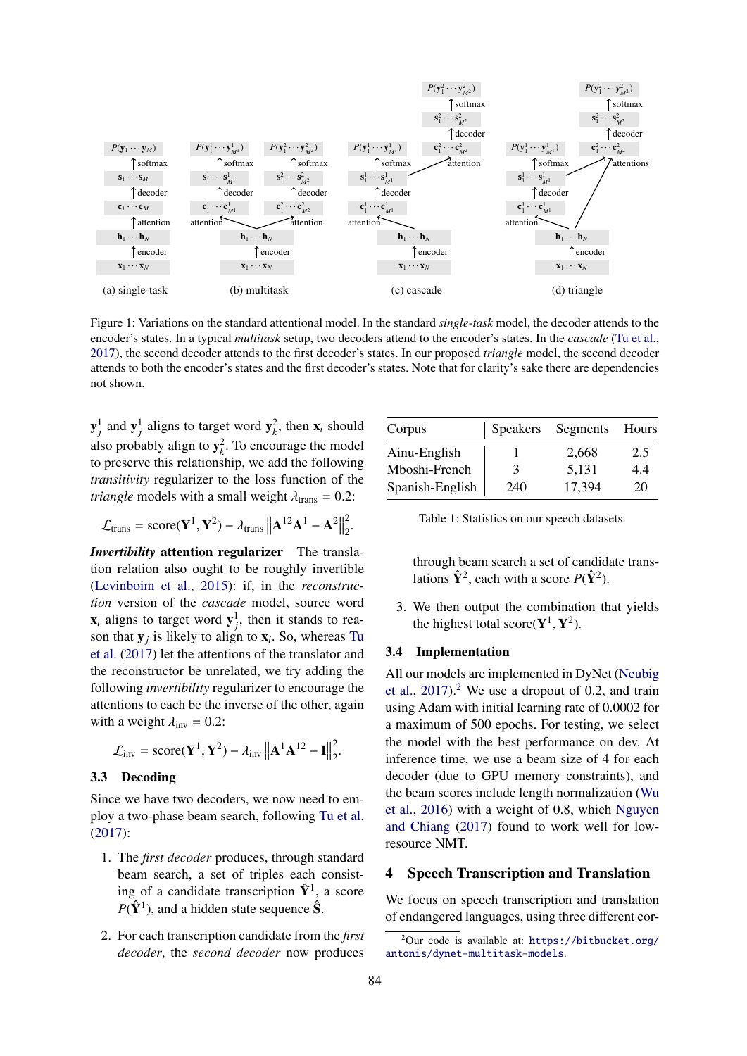P(y_1 ⋯ y_M)
softmax
s_1 ⋯ s_M
decoder
c_1 ⋯ c_M
attention
h_1 ⋯ h_N
encoder
x_1 ⋯ x_N
(a) single-task

P(y^1_1 ⋯ y^1_{M^1})
softmax
s^1_1 ⋯ s^1_{M^1}
decoder
c^1_1 ⋯ c^1_{M^1}
attention
P(y^2_1 ⋯ y^2_{M^2})
softmax
s^2_1 ⋯ s^2_{M^2}
decoder
c^2_1 ⋯ c^2_{M^2}
attention
h_1 ⋯ h_N
encoder
x_1 ⋯ x_N
(b) multitask

P(y^2_1 ⋯ y^2_{M^2})
softmax
s^2_1 ⋯ s^2_{M^2}
decoder
c^2_1 ⋯ c^2_{M^2}
attention
P(y^1_1 ⋯ y^1_{M^1})
softmax
s^1_1 ⋯ s^1_{M^1}
decoder
c^1_1 ⋯ c^1_{M^1}
attention
h_1 ⋯ h_N
encoder
x_1 ⋯ x_N
(c) cascade

P(y^2_1 ⋯ y^2_{M^2})
softmax
s^2_1 ⋯ s^2_{M^2}
decoder
c^2_1 ⋯ c^2_{M^2}
attentions
P(y^1_1 ⋯ y^1_{M^1})
softmax
s^1_1 ⋯ s^1_{M^1}
decoder
c^1_1 ⋯ c^1_{M^1}
attention
h_1 ⋯ h_N
encoder
x_1 ⋯ x_N
(d) triangle

Figure 1: Variations on the standard attentional model. In the standard *single-task* model, the decoder attends to the encoder's states. In a typical *multitask* setup, two decoders attend to the encoder's states. In the *cascade* (Tu et al., 2017), the second decoder attends to the first decoder's states. In our proposed *triangle* model, the second decoder attends to both the encoder's states and the first decoder's states. Note that for clarity's sake there are dependencies not shown.

$\mathbf{y}^1_j$ and $\mathbf{y}^1_j$ aligns to target word $\mathbf{y}^2_k$, then $\mathbf{x}_i$ should also probably align to $\mathbf{y}^2_k$. To encourage the model to preserve this relationship, we add the following *transitivity* regularizer to the loss function of the *triangle* models with a small weight $\lambda_{\text{trans}} = 0.2$:

$$\mathcal{L}_{\text{trans}} = \text{score}(\mathbf{Y}^1, \mathbf{Y}^2) - \lambda_{\text{trans}} \left\| \mathbf{A}^{12}\mathbf{A}^1 - \mathbf{A}^2 \right\|_2^2.$$

***Invertibility* attention regularizer** The translation relation also ought to be roughly invertible (Levinboim et al., 2015): if, in the *reconstruction* version of the *cascade* model, source word $\mathbf{x}_i$ aligns to target word $\mathbf{y}^1_j$, then it stands to reason that $\mathbf{y}_j$ is likely to align to $\mathbf{x}_i$. So, whereas Tu et al. (2017) let the attentions of the translator and the reconstructor be unrelated, we try adding the following *invertibility* regularizer to encourage the attentions to each be the inverse of the other, again with a weight $\lambda_{\text{inv}} = 0.2$:

$$\mathcal{L}_{\text{inv}} = \text{score}(\mathbf{Y}^1, \mathbf{Y}^2) - \lambda_{\text{inv}} \left\| \mathbf{A}^1\mathbf{A}^{12} - \mathbf{I} \right\|_2^2.$$

## 3.3 Decoding

Since we have two decoders, we now need to employ a two-phase beam search, following Tu et al. (2017):

1. The *first decoder* produces, through standard beam search, a set of triples each consisting of a candidate transcription $\hat{\mathbf{Y}}^1$, a score $P(\hat{\mathbf{Y}}^1)$, and a hidden state sequence $\hat{\mathbf{S}}$.
2. For each transcription candidate from the *first decoder*, the *second decoder* now produces through beam search a set of candidate translations $\hat{\mathbf{Y}}^2$, each with a score $P(\hat{\mathbf{Y}}^2)$.
3. We then output the combination that yields the highest total score$(\mathbf{Y}^1, \mathbf{Y}^2)$.

| Corpus | Speakers | Segments | Hours |
|---|---|---|---|
| Ainu-English | 1 | 2,668 | 2.5 |
| Mboshi-French | 3 | 5,131 | 4.4 |
| Spanish-English | 240 | 17,394 | 20 |

Table 1: Statistics on our speech datasets.

## 3.4 Implementation

All our models are implemented in DyNet (Neubig et al., 2017).[2] We use a dropout of 0.2, and train using Adam with initial learning rate of 0.0002 for a maximum of 500 epochs. For testing, we select the model with the best performance on dev. At inference time, we use a beam size of 4 for each decoder (due to GPU memory constraints), and the beam scores include length normalization (Wu et al., 2016) with a weight of 0.8, which Nguyen and Chiang (2017) found to work well for low-resource NMT.

# 4 Speech Transcription and Translation

We focus on speech transcription and translation of endangered languages, using three different cor-

[2] Our code is available at: `https://bitbucket.org/antonis/dynet-multitask-models`.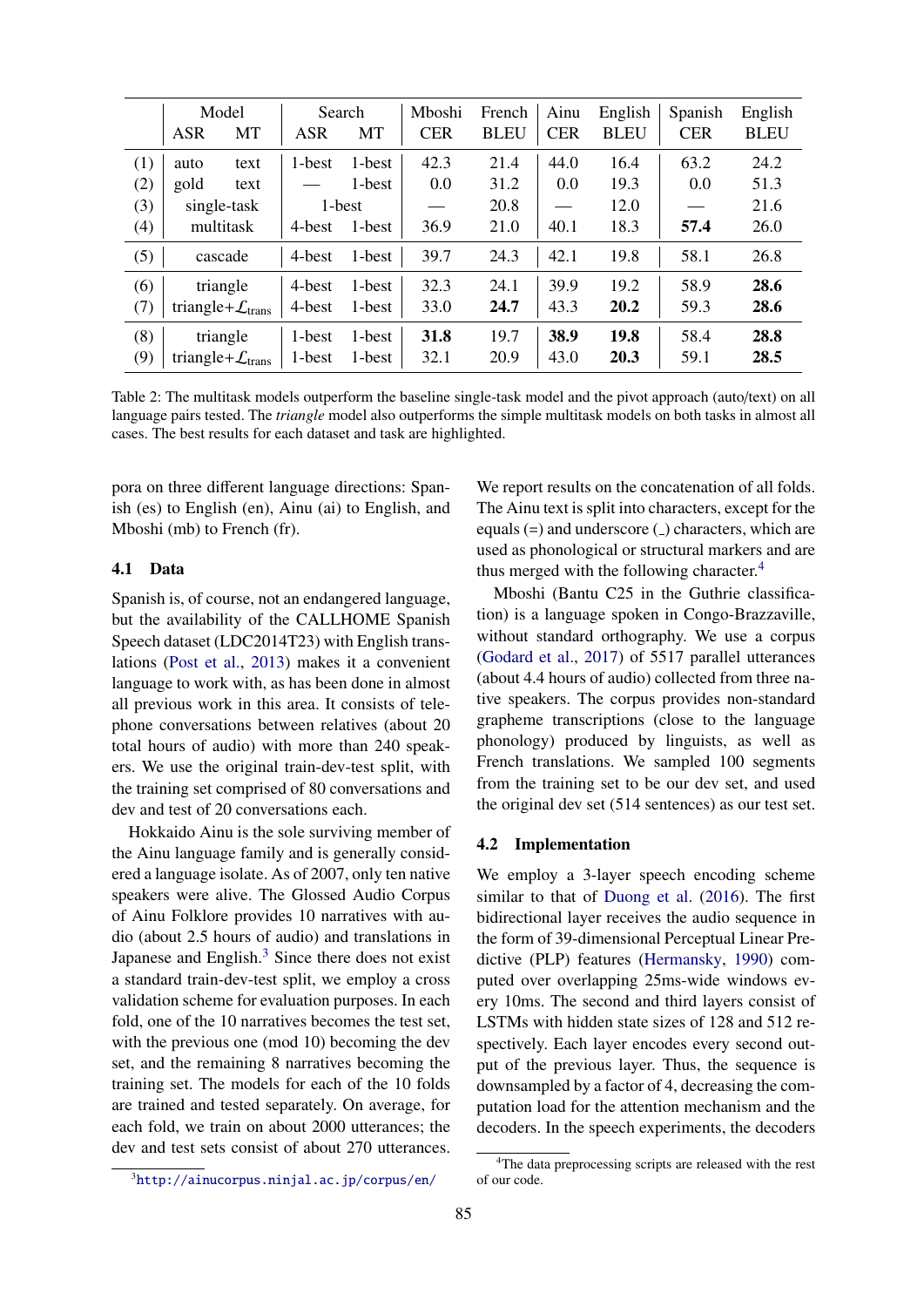| | Model | | Search | | Mboshi | French | Ainu | English | Spanish | English |
|---|---|---|---|---|---|---|---|---|---|---|
| | ASR | MT | ASR | MT | CER | BLEU | CER | BLEU | CER | BLEU |
| (1) | auto | text | 1-best | 1-best | 42.3 | 21.4 | 44.0 | 16.4 | 63.2 | 24.2 |
| (2) | gold | text | — | 1-best | 0.0 | 31.2 | 0.0 | 19.3 | 0.0 | 51.3 |
| (3) | single-task | | 1-best | | — | 20.8 | — | 12.0 | — | 21.6 |
| (4) | multitask | | 4-best | 1-best | 36.9 | 21.0 | 40.1 | 18.3 | **57.4** | 26.0 |
| (5) | cascade | | 4-best | 1-best | 39.7 | 24.3 | 42.1 | 19.8 | 58.1 | 26.8 |
| (6) | triangle | | 4-best | 1-best | 32.3 | 24.1 | 39.9 | 19.2 | 58.9 | **28.6** |
| (7) | triangle+$\mathcal{L}_{\text{trans}}$ | | 4-best | 1-best | 33.0 | **24.7** | 43.3 | **20.2** | 59.3 | **28.6** |
| (8) | triangle | | 1-best | 1-best | **31.8** | 19.7 | **38.9** | **19.8** | 58.4 | **28.8** |
| (9) | triangle+$\mathcal{L}_{\text{trans}}$ | | 1-best | 1-best | 32.1 | 20.9 | 43.0 | **20.3** | 59.1 | **28.5** |

Table 2: The multitask models outperform the baseline single-task model and the pivot approach (auto/text) on all language pairs tested. The *triangle* model also outperforms the simple multitask models on both tasks in almost all cases. The best results for each dataset and task are highlighted.

pora on three different language directions: Spanish (es) to English (en), Ainu (ai) to English, and Mboshi (mb) to French (fr).

### 4.1 Data

Spanish is, of course, not an endangered language, but the availability of the CALLHOME Spanish Speech dataset (LDC2014T23) with English translations (Post et al., 2013) makes it a convenient language to work with, as has been done in almost all previous work in this area. It consists of telephone conversations between relatives (about 20 total hours of audio) with more than 240 speakers. We use the original train-dev-test split, with the training set comprised of 80 conversations and dev and test of 20 conversations each.

Hokkaido Ainu is the sole surviving member of the Ainu language family and is generally considered a language isolate. As of 2007, only ten native speakers were alive. The Glossed Audio Corpus of Ainu Folklore provides 10 narratives with audio (about 2.5 hours of audio) and translations in Japanese and English.[3] Since there does not exist a standard train-dev-test split, we employ a cross validation scheme for evaluation purposes. In each fold, one of the 10 narratives becomes the test set, with the previous one (mod 10) becoming the dev set, and the remaining 8 narratives becoming the training set. The models for each of the 10 folds are trained and tested separately. On average, for each fold, we train on about 2000 utterances; the dev and test sets consist of about 270 utterances. We report results on the concatenation of all folds. The Ainu text is split into characters, except for the equals (=) and underscore (_) characters, which are used as phonological or structural markers and are thus merged with the following character.[4]

Mboshi (Bantu C25 in the Guthrie classification) is a language spoken in Congo-Brazzaville, without standard orthography. We use a corpus (Godard et al., 2017) of 5517 parallel utterances (about 4.4 hours of audio) collected from three native speakers. The corpus provides non-standard grapheme transcriptions (close to the language phonology) produced by linguists, as well as French translations. We sampled 100 segments from the training set to be our dev set, and used the original dev set (514 sentences) as our test set.

### 4.2 Implementation

We employ a 3-layer speech encoding scheme similar to that of Duong et al. (2016). The first bidirectional layer receives the audio sequence in the form of 39-dimensional Perceptual Linear Predictive (PLP) features (Hermansky, 1990) computed over overlapping 25ms-wide windows every 10ms. The second and third layers consist of LSTMs with hidden state sizes of 128 and 512 respectively. Each layer encodes every second output of the previous layer. Thus, the sequence is downsampled by a factor of 4, decreasing the computation load for the attention mechanism and the decoders. In the speech experiments, the decoders

[3] http://ainucorpus.ninjal.ac.jp/corpus/en/

[4] The data preprocessing scripts are released with the rest of our code.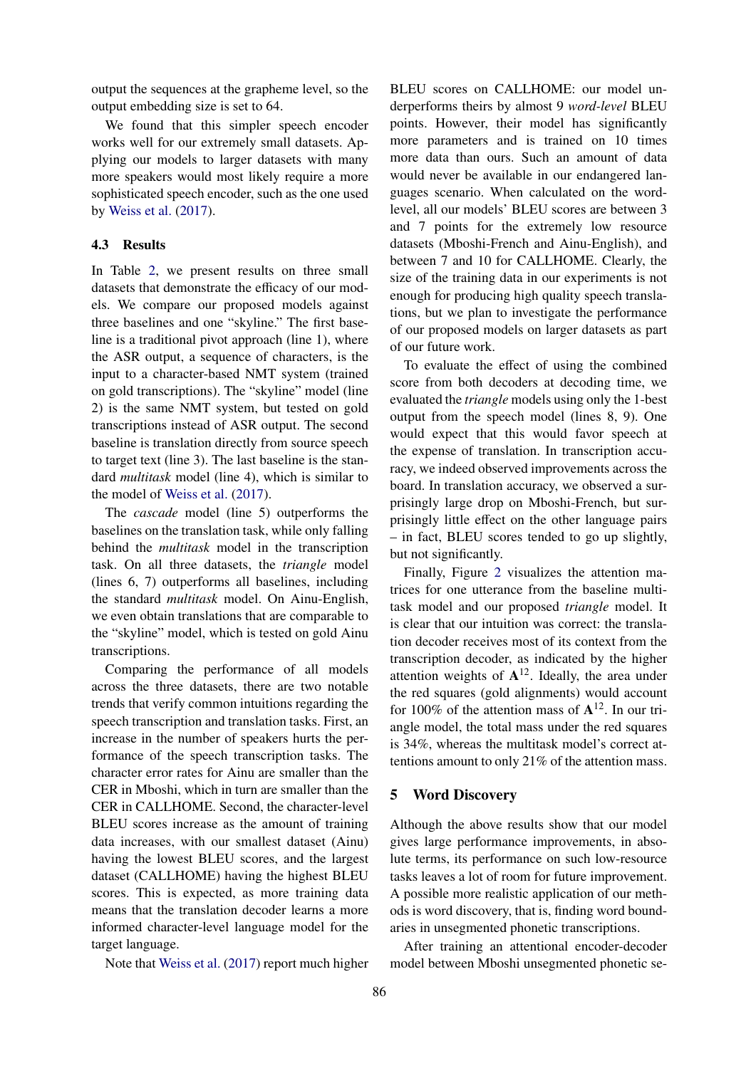output the sequences at the grapheme level, so the output embedding size is set to 64.

We found that this simpler speech encoder works well for our extremely small datasets. Applying our models to larger datasets with many more speakers would most likely require a more sophisticated speech encoder, such as the one used by Weiss et al. (2017).

### 4.3 Results

In Table 2, we present results on three small datasets that demonstrate the efficacy of our models. We compare our proposed models against three baselines and one "skyline." The first baseline is a traditional pivot approach (line 1), where the ASR output, a sequence of characters, is the input to a character-based NMT system (trained on gold transcriptions). The "skyline" model (line 2) is the same NMT system, but tested on gold transcriptions instead of ASR output. The second baseline is translation directly from source speech to target text (line 3). The last baseline is the standard *multitask* model (line 4), which is similar to the model of Weiss et al. (2017).

The *cascade* model (line 5) outperforms the baselines on the translation task, while only falling behind the *multitask* model in the transcription task. On all three datasets, the *triangle* model (lines 6, 7) outperforms all baselines, including the standard *multitask* model. On Ainu-English, we even obtain translations that are comparable to the "skyline" model, which is tested on gold Ainu transcriptions.

Comparing the performance of all models across the three datasets, there are two notable trends that verify common intuitions regarding the speech transcription and translation tasks. First, an increase in the number of speakers hurts the performance of the speech transcription tasks. The character error rates for Ainu are smaller than the CER in Mboshi, which in turn are smaller than the CER in CALLHOME. Second, the character-level BLEU scores increase as the amount of training data increases, with our smallest dataset (Ainu) having the lowest BLEU scores, and the largest dataset (CALLHOME) having the highest BLEU scores. This is expected, as more training data means that the translation decoder learns a more informed character-level language model for the target language.

Note that Weiss et al. (2017) report much higher BLEU scores on CALLHOME: our model underperforms theirs by almost 9 *word-level* BLEU points. However, their model has significantly more parameters and is trained on 10 times more data than ours. Such an amount of data would never be available in our endangered languages scenario. When calculated on the word-level, all our models' BLEU scores are between 3 and 7 points for the extremely low resource datasets (Mboshi-French and Ainu-English), and between 7 and 10 for CALLHOME. Clearly, the size of the training data in our experiments is not enough for producing high quality speech translations, but we plan to investigate the performance of our proposed models on larger datasets as part of our future work.

To evaluate the effect of using the combined score from both decoders at decoding time, we evaluated the *triangle* models using only the 1-best output from the speech model (lines 8, 9). One would expect that this would favor speech at the expense of translation. In transcription accuracy, we indeed observed improvements across the board. In translation accuracy, we observed a surprisingly large drop on Mboshi-French, but surprisingly little effect on the other language pairs – in fact, BLEU scores tended to go up slightly, but not significantly.

Finally, Figure 2 visualizes the attention matrices for one utterance from the baseline multitask model and our proposed *triangle* model. It is clear that our intuition was correct: the translation decoder receives most of its context from the transcription decoder, as indicated by the higher attention weights of $\mathbf{A}^{12}$. Ideally, the area under the red squares (gold alignments) would account for 100% of the attention mass of $\mathbf{A}^{12}$. In our triangle model, the total mass under the red squares is 34%, whereas the multitask model's correct attentions amount to only 21% of the attention mass.

## 5 Word Discovery

Although the above results show that our model gives large performance improvements, in absolute terms, its performance on such low-resource tasks leaves a lot of room for future improvement. A possible more realistic application of our methods is word discovery, that is, finding word boundaries in unsegmented phonetic transcriptions.

After training an attentional encoder-decoder model between Mboshi unsegmented phonetic se-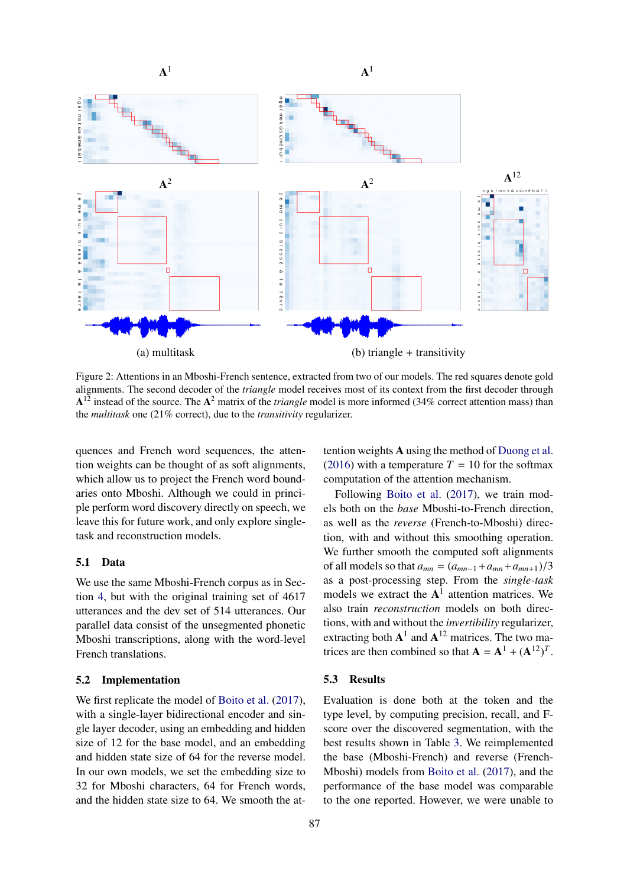A$^1$

A$^1$

A$^2$

A$^2$

A$^{12}$

(a) multitask

(b) triangle + transitivity

Figure 2: Attentions in an Mboshi-French sentence, extracted from two of our models. The red squares denote gold alignments. The second decoder of the *triangle* model receives most of its context from the first decoder through $\mathbf{A}^{12}$ instead of the source. The $\mathbf{A}^2$ matrix of the *triangle* model is more informed (34% correct attention mass) than the *multitask* one (21% correct), due to the *transitivity* regularizer.

quences and French word sequences, the attention weights can be thought of as soft alignments, which allow us to project the French word boundaries onto Mboshi. Although we could in principle perform word discovery directly on speech, we leave this for future work, and only explore single-task and reconstruction models.

### 5.1 Data

We use the same Mboshi-French corpus as in Section 4, but with the original training set of 4617 utterances and the dev set of 514 utterances. Our parallel data consist of the unsegmented phonetic Mboshi transcriptions, along with the word-level French translations.

### 5.2 Implementation

We first replicate the model of Boito et al. (2017), with a single-layer bidirectional encoder and single layer decoder, using an embedding and hidden size of 12 for the base model, and an embedding and hidden state size of 64 for the reverse model. In our own models, we set the embedding size to 32 for Mboshi characters, 64 for French words, and the hidden state size to 64. We smooth the attention weights $\mathbf{A}$ using the method of Duong et al. (2016) with a temperature $T = 10$ for the softmax computation of the attention mechanism.

Following Boito et al. (2017), we train models both on the *base* Mboshi-to-French direction, as well as the *reverse* (French-to-Mboshi) direction, with and without this smoothing operation. We further smooth the computed soft alignments of all models so that $a_{mn} = (a_{mn-1} + a_{mn} + a_{mn+1})/3$ as a post-processing step. From the *single-task* models we extract the $\mathbf{A}^1$ attention matrices. We also train *reconstruction* models on both directions, with and without the *invertibility* regularizer, extracting both $\mathbf{A}^1$ and $\mathbf{A}^{12}$ matrices. The two matrices are then combined so that $\mathbf{A} = \mathbf{A}^1 + (\mathbf{A}^{12})^T$.

### 5.3 Results

Evaluation is done both at the token and the type level, by computing precision, recall, and F-score over the discovered segmentation, with the best results shown in Table 3. We reimplemented the base (Mboshi-French) and reverse (French-Mboshi) models from Boito et al. (2017), and the performance of the base model was comparable to the one reported. However, we were unable to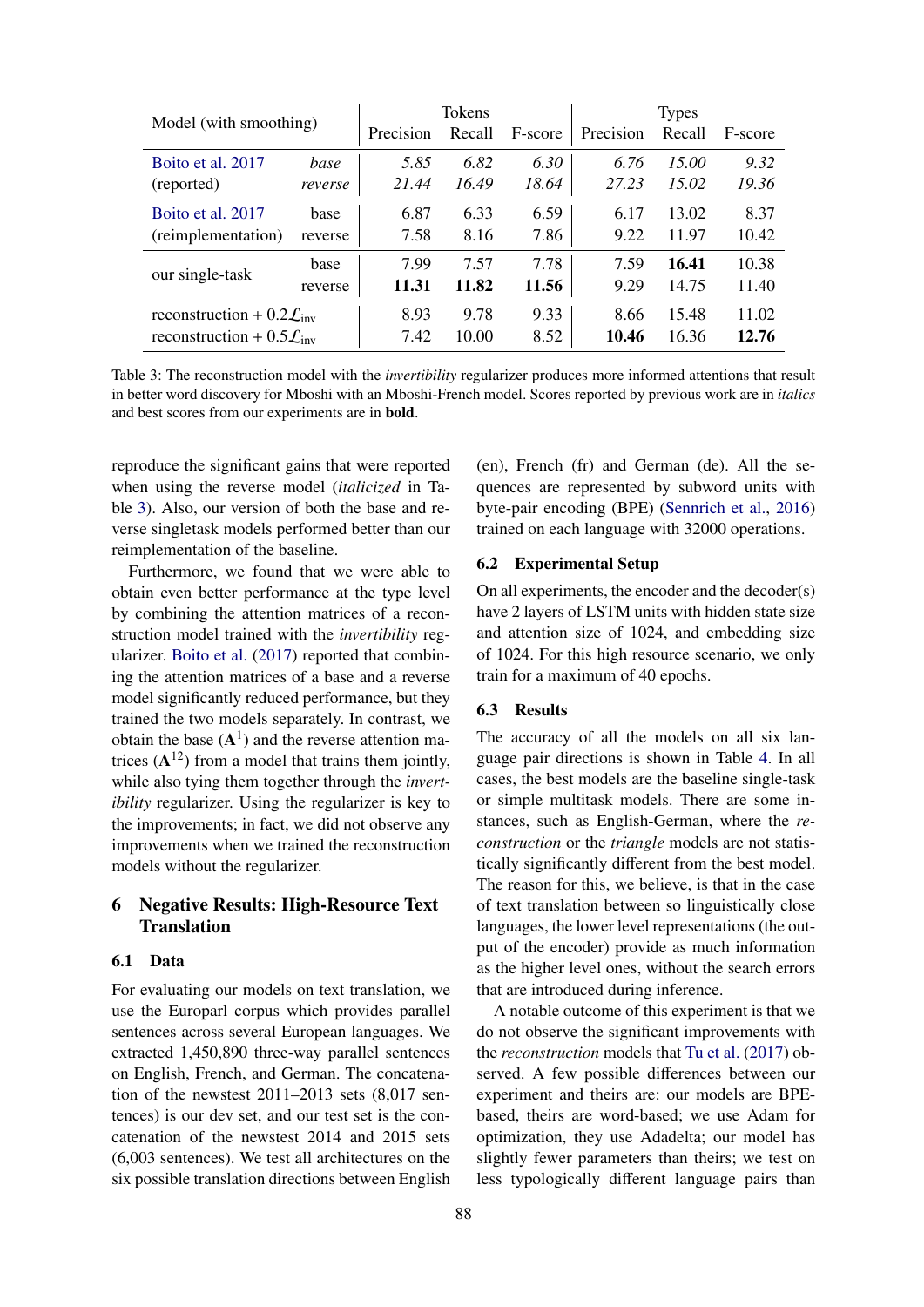| Model (with smoothing) | | Tokens | | | Types | | |
|---|---|---|---|---|---|---|---|
| | | Precision | Recall | F-score | Precision | Recall | F-score |
| Boito et al. 2017 (reported) | *base* | *5.85* | *6.82* | *6.30* | *6.76* | *15.00* | *9.32* |
| | *reverse* | *21.44* | *16.49* | *18.64* | *27.23* | *15.02* | *19.36* |
| Boito et al. 2017 (reimplementation) | base | 6.87 | 6.33 | 6.59 | 6.17 | 13.02 | 8.37 |
| | reverse | 7.58 | 8.16 | 7.86 | 9.22 | 11.97 | 10.42 |
| our single-task | base | 7.99 | 7.57 | 7.78 | 7.59 | **16.41** | 10.38 |
| | reverse | **11.31** | **11.82** | **11.56** | 9.29 | 14.75 | 11.40 |
| reconstruction + $0.2\mathcal{L}_{\text{inv}}$ | | 8.93 | 9.78 | 9.33 | 8.66 | 15.48 | 11.02 |
| reconstruction + $0.5\mathcal{L}_{\text{inv}}$ | | 7.42 | 10.00 | 8.52 | **10.46** | 16.36 | **12.76** |

Table 3: The reconstruction model with the *invertibility* regularizer produces more informed attentions that result in better word discovery for Mboshi with an Mboshi-French model. Scores reported by previous work are in *italics* and best scores from our experiments are in **bold**.

reproduce the significant gains that were reported when using the reverse model (*italicized* in Table 3). Also, our version of both the base and reverse singletask models performed better than our reimplementation of the baseline.

Furthermore, we found that we were able to obtain even better performance at the type level by combining the attention matrices of a reconstruction model trained with the *invertibility* regularizer. Boito et al. (2017) reported that combining the attention matrices of a base and a reverse model significantly reduced performance, but they trained the two models separately. In contrast, we obtain the base ($\mathbf{A}^1$) and the reverse attention matrices ($\mathbf{A}^{12}$) from a model that trains them jointly, while also tying them together through the *invertibility* regularizer. Using the regularizer is key to the improvements; in fact, we did not observe any improvements when we trained the reconstruction models without the regularizer.

## 6 Negative Results: High-Resource Text Translation

### 6.1 Data

For evaluating our models on text translation, we use the Europarl corpus which provides parallel sentences across several European languages. We extracted 1,450,890 three-way parallel sentences on English, French, and German. The concatenation of the newstest 2011–2013 sets (8,017 sentences) is our dev set, and our test set is the concatenation of the newstest 2014 and 2015 sets (6,003 sentences). We test all architectures on the six possible translation directions between English (en), French (fr) and German (de). All the sequences are represented by subword units with byte-pair encoding (BPE) (Sennrich et al., 2016) trained on each language with 32000 operations.

### 6.2 Experimental Setup

On all experiments, the encoder and the decoder(s) have 2 layers of LSTM units with hidden state size and attention size of 1024, and embedding size of 1024. For this high resource scenario, we only train for a maximum of 40 epochs.

### 6.3 Results

The accuracy of all the models on all six language pair directions is shown in Table 4. In all cases, the best models are the baseline single-task or simple multitask models. There are some instances, such as English-German, where the *reconstruction* or the *triangle* models are not statistically significantly different from the best model. The reason for this, we believe, is that in the case of text translation between so linguistically close languages, the lower level representations (the output of the encoder) provide as much information as the higher level ones, without the search errors that are introduced during inference.

A notable outcome of this experiment is that we do not observe the significant improvements with the *reconstruction* models that Tu et al. (2017) observed. A few possible differences between our experiment and theirs are: our models are BPE-based, theirs are word-based; we use Adam for optimization, they use Adadelta; our model has slightly fewer parameters than theirs; we test on less typologically different language pairs than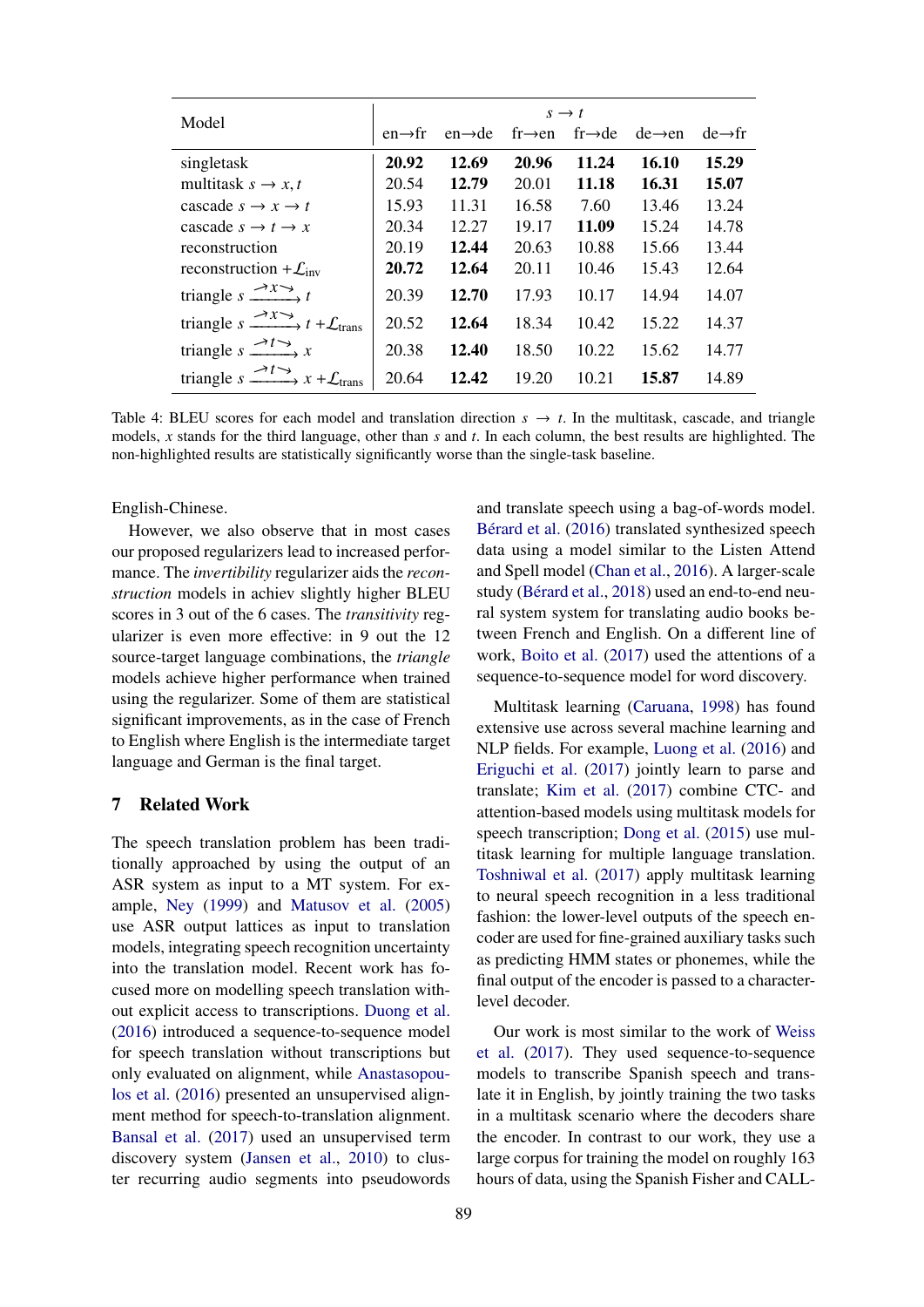| Model | $s \to t$ | | | | | |
|---|---|---|---|---|---|---|
| | en→fr | en→de | fr→en | fr→de | de→en | de→fr |
| singletask | **20.92** | **12.69** | **20.96** | **11.24** | **16.10** | **15.29** |
| multitask $s \to x, t$ | 20.54 | **12.79** | 20.01 | **11.18** | **16.31** | **15.07** |
| cascade $s \to x \to t$ | 15.93 | 11.31 | 16.58 | 7.60 | 13.46 | 13.24 |
| cascade $s \to t \to x$ | 20.34 | 12.27 | 19.17 | **11.09** | 15.24 | 14.78 |
| reconstruction | 20.19 | **12.44** | 20.63 | 10.88 | 15.66 | 13.44 |
| reconstruction $+\mathcal{L}_{\text{inv}}$ | **20.72** | **12.64** | 20.11 | 10.46 | 15.43 | 12.64 |
| triangle $s \xrightarrow{\rightharpoonup x \rightharpoondown} t$ | 20.39 | **12.70** | 17.93 | 10.17 | 14.94 | 14.07 |
| triangle $s \xrightarrow{\rightharpoonup x \rightharpoondown} t + \mathcal{L}_{\text{trans}}$ | 20.52 | **12.64** | 18.34 | 10.42 | 15.22 | 14.37 |
| triangle $s \xrightarrow{\rightharpoonup t \rightharpoondown} x$ | 20.38 | **12.40** | 18.50 | 10.22 | 15.62 | 14.77 |
| triangle $s \xrightarrow{\rightharpoonup t \rightharpoondown} x + \mathcal{L}_{\text{trans}}$ | 20.64 | **12.42** | 19.20 | 10.21 | **15.87** | 14.89 |

Table 4: BLEU scores for each model and translation direction $s \to t$. In the multitask, cascade, and triangle models, $x$ stands for the third language, other than $s$ and $t$. In each column, the best results are highlighted. The non-highlighted results are statistically significantly worse than the single-task baseline.

English-Chinese.

However, we also observe that in most cases our proposed regularizers lead to increased performance. The *invertibility* regularizer aids the *reconstruction* models in achiev slightly higher BLEU scores in 3 out of the 6 cases. The *transitivity* regularizer is even more effective: in 9 out the 12 source-target language combinations, the *triangle* models achieve higher performance when trained using the regularizer. Some of them are statistical significant improvements, as in the case of French to English where English is the intermediate target language and German is the final target.

## 7 Related Work

The speech translation problem has been traditionally approached by using the output of an ASR system as input to a MT system. For example, Ney (1999) and Matusov et al. (2005) use ASR output lattices as input to translation models, integrating speech recognition uncertainty into the translation model. Recent work has focused more on modelling speech translation without explicit access to transcriptions. Duong et al. (2016) introduced a sequence-to-sequence model for speech translation without transcriptions but only evaluated on alignment, while Anastasopoulos et al. (2016) presented an unsupervised alignment method for speech-to-translation alignment. Bansal et al. (2017) used an unsupervised term discovery system (Jansen et al., 2010) to cluster recurring audio segments into pseudowords and translate speech using a bag-of-words model. Bérard et al. (2016) translated synthesized speech data using a model similar to the Listen Attend and Spell model (Chan et al., 2016). A larger-scale study (Bérard et al., 2018) used an end-to-end neural system system for translating audio books between French and English. On a different line of work, Boito et al. (2017) used the attentions of a sequence-to-sequence model for word discovery.

Multitask learning (Caruana, 1998) has found extensive use across several machine learning and NLP fields. For example, Luong et al. (2016) and Eriguchi et al. (2017) jointly learn to parse and translate; Kim et al. (2017) combine CTC- and attention-based models using multitask models for speech transcription; Dong et al. (2015) use multitask learning for multiple language translation. Toshniwal et al. (2017) apply multitask learning to neural speech recognition in a less traditional fashion: the lower-level outputs of the speech encoder are used for fine-grained auxiliary tasks such as predicting HMM states or phonemes, while the final output of the encoder is passed to a character-level decoder.

Our work is most similar to the work of Weiss et al. (2017). They used sequence-to-sequence models to transcribe Spanish speech and translate it in English, by jointly training the two tasks in a multitask scenario where the decoders share the encoder. In contrast to our work, they use a large corpus for training the model on roughly 163 hours of data, using the Spanish Fisher and CALL-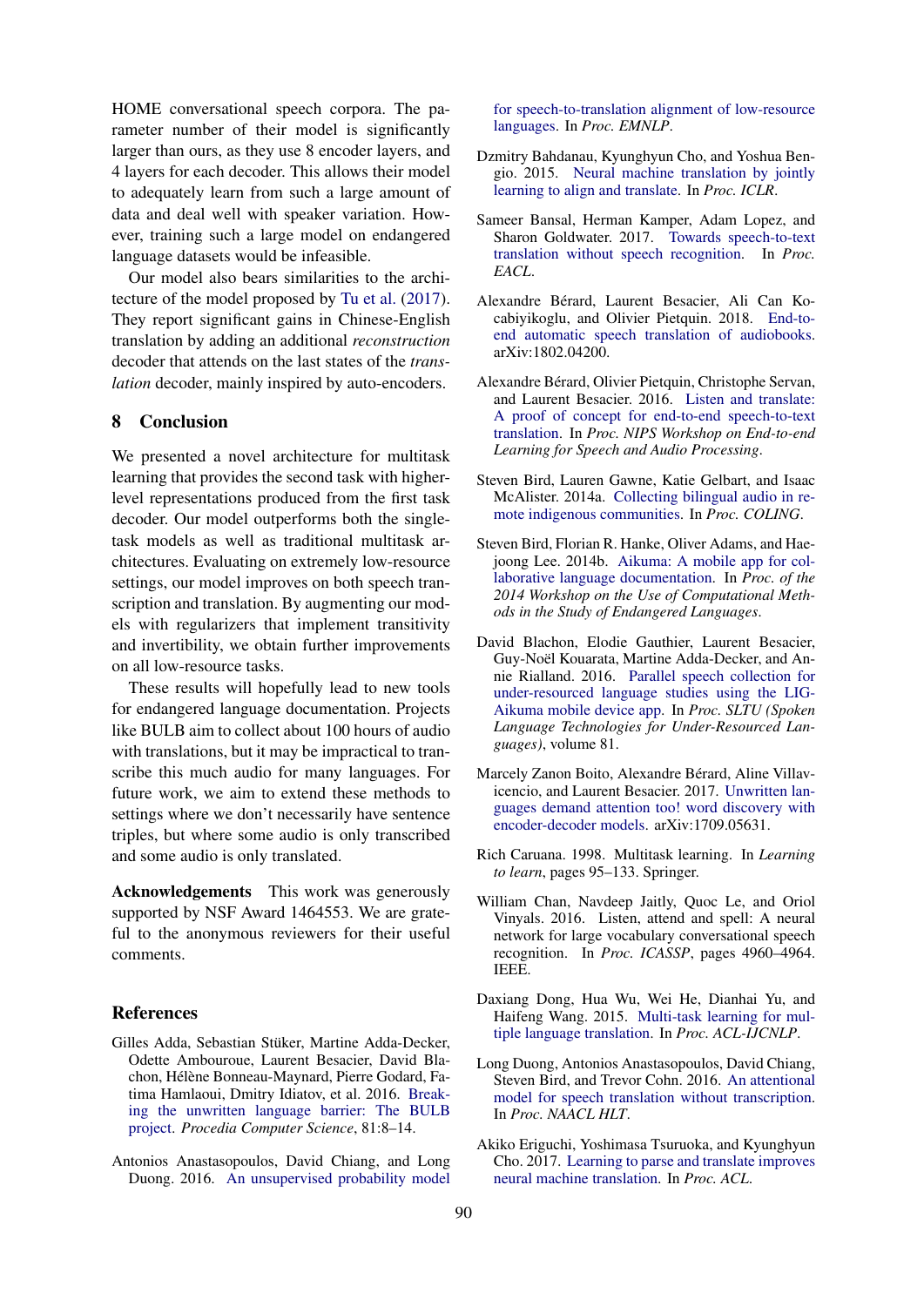HOME conversational speech corpora. The parameter number of their model is significantly larger than ours, as they use 8 encoder layers, and 4 layers for each decoder. This allows their model to adequately learn from such a large amount of data and deal well with speaker variation. However, training such a large model on endangered language datasets would be infeasible.

Our model also bears similarities to the architecture of the model proposed by Tu et al. (2017). They report significant gains in Chinese-English translation by adding an additional *reconstruction* decoder that attends on the last states of the *translation* decoder, mainly inspired by auto-encoders.

## 8 Conclusion

We presented a novel architecture for multitask learning that provides the second task with higher-level representations produced from the first task decoder. Our model outperforms both the single-task models as well as traditional multitask architectures. Evaluating on extremely low-resource settings, our model improves on both speech transcription and translation. By augmenting our models with regularizers that implement transitivity and invertibility, we obtain further improvements on all low-resource tasks.

These results will hopefully lead to new tools for endangered language documentation. Projects like BULB aim to collect about 100 hours of audio with translations, but it may be impractical to transcribe this much audio for many languages. For future work, we aim to extend these methods to settings where we don't necessarily have sentence triples, but where some audio is only transcribed and some audio is only translated.

**Acknowledgements** This work was generously supported by NSF Award 1464553. We are grateful to the anonymous reviewers for their useful comments.

## References

Gilles Adda, Sebastian Stüker, Martine Adda-Decker, Odette Ambouroue, Laurent Besacier, David Blachon, Hélène Bonneau-Maynard, Pierre Godard, Fatima Hamlaoui, Dmitry Idiatov, et al. 2016. Breaking the unwritten language barrier: The BULB project. *Procedia Computer Science*, 81:8–14.

Antonios Anastasopoulos, David Chiang, and Long Duong. 2016. An unsupervised probability model for speech-to-translation alignment of low-resource languages. In *Proc. EMNLP*.

Dzmitry Bahdanau, Kyunghyun Cho, and Yoshua Bengio. 2015. Neural machine translation by jointly learning to align and translate. In *Proc. ICLR*.

Sameer Bansal, Herman Kamper, Adam Lopez, and Sharon Goldwater. 2017. Towards speech-to-text translation without speech recognition. In *Proc. EACL*.

Alexandre Bérard, Laurent Besacier, Ali Can Kocabiyikoglu, and Olivier Pietquin. 2018. End-to-end automatic speech translation of audiobooks. arXiv:1802.04200.

Alexandre Bérard, Olivier Pietquin, Christophe Servan, and Laurent Besacier. 2016. Listen and translate: A proof of concept for end-to-end speech-to-text translation. In *Proc. NIPS Workshop on End-to-end Learning for Speech and Audio Processing*.

Steven Bird, Lauren Gawne, Katie Gelbart, and Isaac McAlister. 2014a. Collecting bilingual audio in remote indigenous communities. In *Proc. COLING*.

Steven Bird, Florian R. Hanke, Oliver Adams, and Haejoong Lee. 2014b. Aikuma: A mobile app for collaborative language documentation. In *Proc. of the 2014 Workshop on the Use of Computational Methods in the Study of Endangered Languages*.

David Blachon, Elodie Gauthier, Laurent Besacier, Guy-Noël Kouarata, Martine Adda-Decker, and Annie Rialland. 2016. Parallel speech collection for under-resourced language studies using the LIG-Aikuma mobile device app. In *Proc. SLTU (Spoken Language Technologies for Under-Resourced Languages)*, volume 81.

Marcely Zanon Boito, Alexandre Bérard, Aline Villavicencio, and Laurent Besacier. 2017. Unwritten languages demand attention too! word discovery with encoder-decoder models. arXiv:1709.05631.

Rich Caruana. 1998. Multitask learning. In *Learning to learn*, pages 95–133. Springer.

William Chan, Navdeep Jaitly, Quoc Le, and Oriol Vinyals. 2016. Listen, attend and spell: A neural network for large vocabulary conversational speech recognition. In *Proc. ICASSP*, pages 4960–4964. IEEE.

Daxiang Dong, Hua Wu, Wei He, Dianhai Yu, and Haifeng Wang. 2015. Multi-task learning for multiple language translation. In *Proc. ACL-IJCNLP*.

Long Duong, Antonios Anastasopoulos, David Chiang, Steven Bird, and Trevor Cohn. 2016. An attentional model for speech translation without transcription. In *Proc. NAACL HLT*.

Akiko Eriguchi, Yoshimasa Tsuruoka, and Kyunghyun Cho. 2017. Learning to parse and translate improves neural machine translation. In *Proc. ACL*.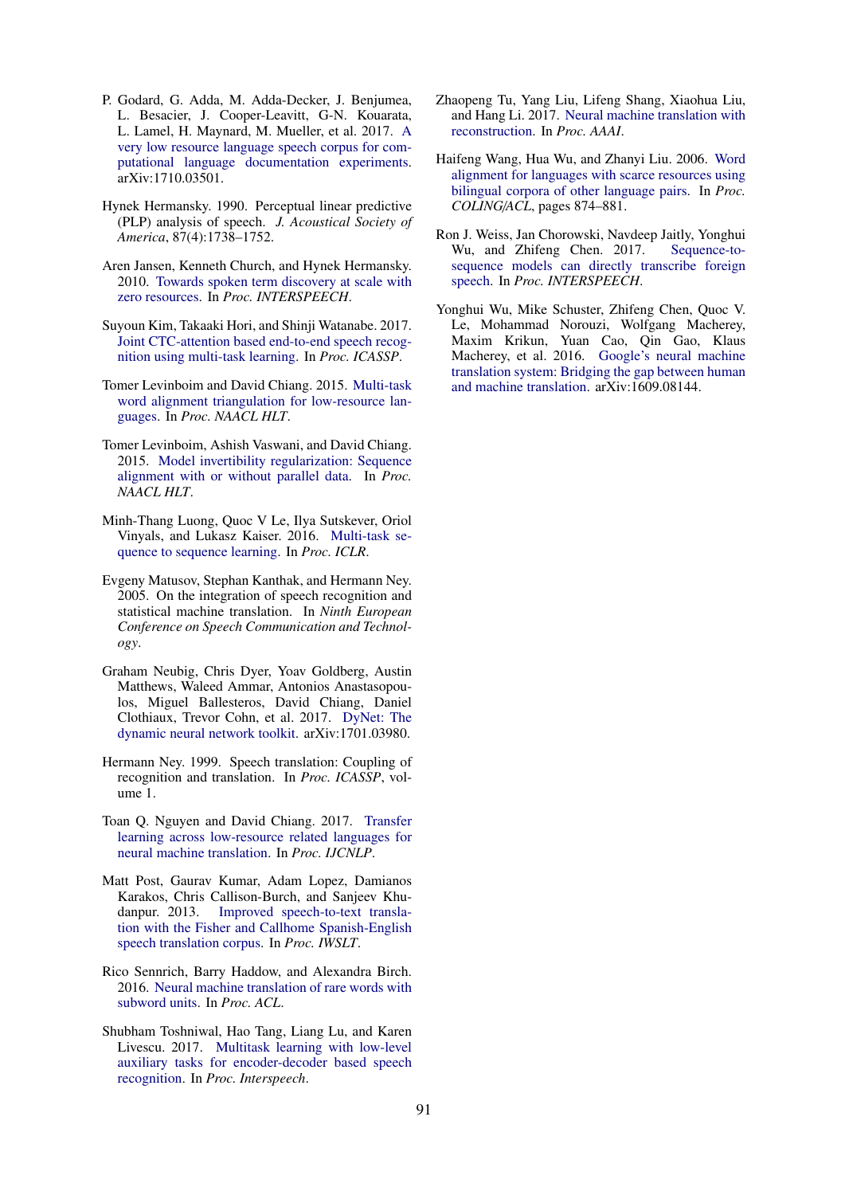P. Godard, G. Adda, M. Adda-Decker, J. Benjumea, L. Besacier, J. Cooper-Leavitt, G-N. Kouarata, L. Lamel, H. Maynard, M. Mueller, et al. 2017. A very low resource language speech corpus for computational language documentation experiments. arXiv:1710.03501.

Hynek Hermansky. 1990. Perceptual linear predictive (PLP) analysis of speech. *J. Acoustical Society of America*, 87(4):1738–1752.

Aren Jansen, Kenneth Church, and Hynek Hermansky. 2010. Towards spoken term discovery at scale with zero resources. In *Proc. INTERSPEECH*.

Suyoun Kim, Takaaki Hori, and Shinji Watanabe. 2017. Joint CTC-attention based end-to-end speech recognition using multi-task learning. In *Proc. ICASSP*.

Tomer Levinboim and David Chiang. 2015. Multi-task word alignment triangulation for low-resource languages. In *Proc. NAACL HLT*.

Tomer Levinboim, Ashish Vaswani, and David Chiang. 2015. Model invertibility regularization: Sequence alignment with or without parallel data. In *Proc. NAACL HLT*.

Minh-Thang Luong, Quoc V Le, Ilya Sutskever, Oriol Vinyals, and Lukasz Kaiser. 2016. Multi-task sequence to sequence learning. In *Proc. ICLR*.

Evgeny Matusov, Stephan Kanthak, and Hermann Ney. 2005. On the integration of speech recognition and statistical machine translation. In *Ninth European Conference on Speech Communication and Technology*.

Graham Neubig, Chris Dyer, Yoav Goldberg, Austin Matthews, Waleed Ammar, Antonios Anastasopoulos, Miguel Ballesteros, David Chiang, Daniel Clothiaux, Trevor Cohn, et al. 2017. DyNet: The dynamic neural network toolkit. arXiv:1701.03980.

Hermann Ney. 1999. Speech translation: Coupling of recognition and translation. In *Proc. ICASSP*, volume 1.

Toan Q. Nguyen and David Chiang. 2017. Transfer learning across low-resource related languages for neural machine translation. In *Proc. IJCNLP*.

Matt Post, Gaurav Kumar, Adam Lopez, Damianos Karakos, Chris Callison-Burch, and Sanjeev Khudanpur. 2013. Improved speech-to-text translation with the Fisher and Callhome Spanish-English speech translation corpus. In *Proc. IWSLT*.

Rico Sennrich, Barry Haddow, and Alexandra Birch. 2016. Neural machine translation of rare words with subword units. In *Proc. ACL*.

Shubham Toshniwal, Hao Tang, Liang Lu, and Karen Livescu. 2017. Multitask learning with low-level auxiliary tasks for encoder-decoder based speech recognition. In *Proc. Interspeech*.

Zhaopeng Tu, Yang Liu, Lifeng Shang, Xiaohua Liu, and Hang Li. 2017. Neural machine translation with reconstruction. In *Proc. AAAI*.

Haifeng Wang, Hua Wu, and Zhanyi Liu. 2006. Word alignment for languages with scarce resources using bilingual corpora of other language pairs. In *Proc. COLING/ACL*, pages 874–881.

Ron J. Weiss, Jan Chorowski, Navdeep Jaitly, Yonghui Wu, and Zhifeng Chen. 2017. Sequence-to-sequence models can directly transcribe foreign speech. In *Proc. INTERSPEECH*.

Yonghui Wu, Mike Schuster, Zhifeng Chen, Quoc V. Le, Mohammad Norouzi, Wolfgang Macherey, Maxim Krikun, Yuan Cao, Qin Gao, Klaus Macherey, et al. 2016. Google's neural machine translation system: Bridging the gap between human and machine translation. arXiv:1609.08144.